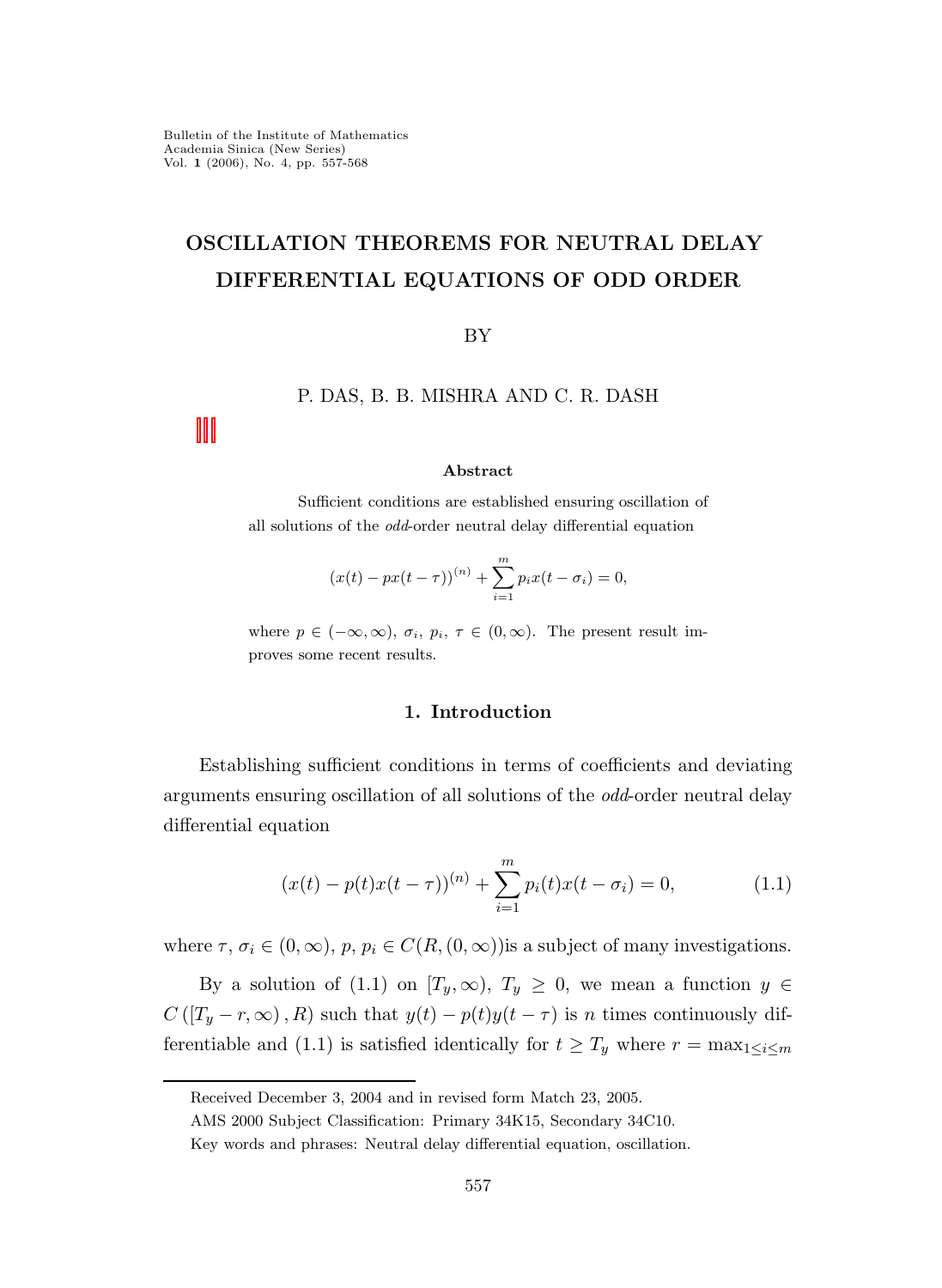# OSCILLATION THEOREMS FOR NEUTRAL DELAY DIFFERENTIAL EQUATIONS OF ODD ORDER

BY

P. DAS, B. B. MISHRA AND C. R. DASH

### Abstract

Sufficient conditions are established ensuring oscillation of all solutions of the *odd*-order neutral delay differential equation

$$(x(t) - px(t-\tau))^{(n)} + \sum_{i=1}^{m} p_i x(t-\sigma_i) = 0,$$

where $p \in (-\infty, \infty)$, $\sigma_i$, $p_i$, $\tau \in (0, \infty)$. The present result improves some recent results.

## 1. Introduction

Establishing sufficient conditions in terms of coefficients and deviating arguments ensuring oscillation of all solutions of the *odd*-order neutral delay differential equation

$$(x(t) - p(t)x(t-\tau))^{(n)} + \sum_{i=1}^{m} p_i(t)x(t-\sigma_i) = 0, \tag{1.1}$$

where $\tau$, $\sigma_i \in (0, \infty)$, $p$, $p_i \in C(R, (0, \infty))$is a subject of many investigations.

By a solution of (1.1) on $[T_y, \infty)$, $T_y \geq 0$, we mean a function $y \in C([T_y - r, \infty), R)$ such that $y(t) - p(t)y(t-\tau)$ is $n$ times continuously differentiable and (1.1) is satisfied identically for $t \geq T_y$ where $r = \max_{1 \leq i \leq m}$

Received December 3, 2004 and in revised form Match 23, 2005.

AMS 2000 Subject Classification: Primary 34K15, Secondary 34C10.

Key words and phrases: Neutral delay differential equation, oscillation.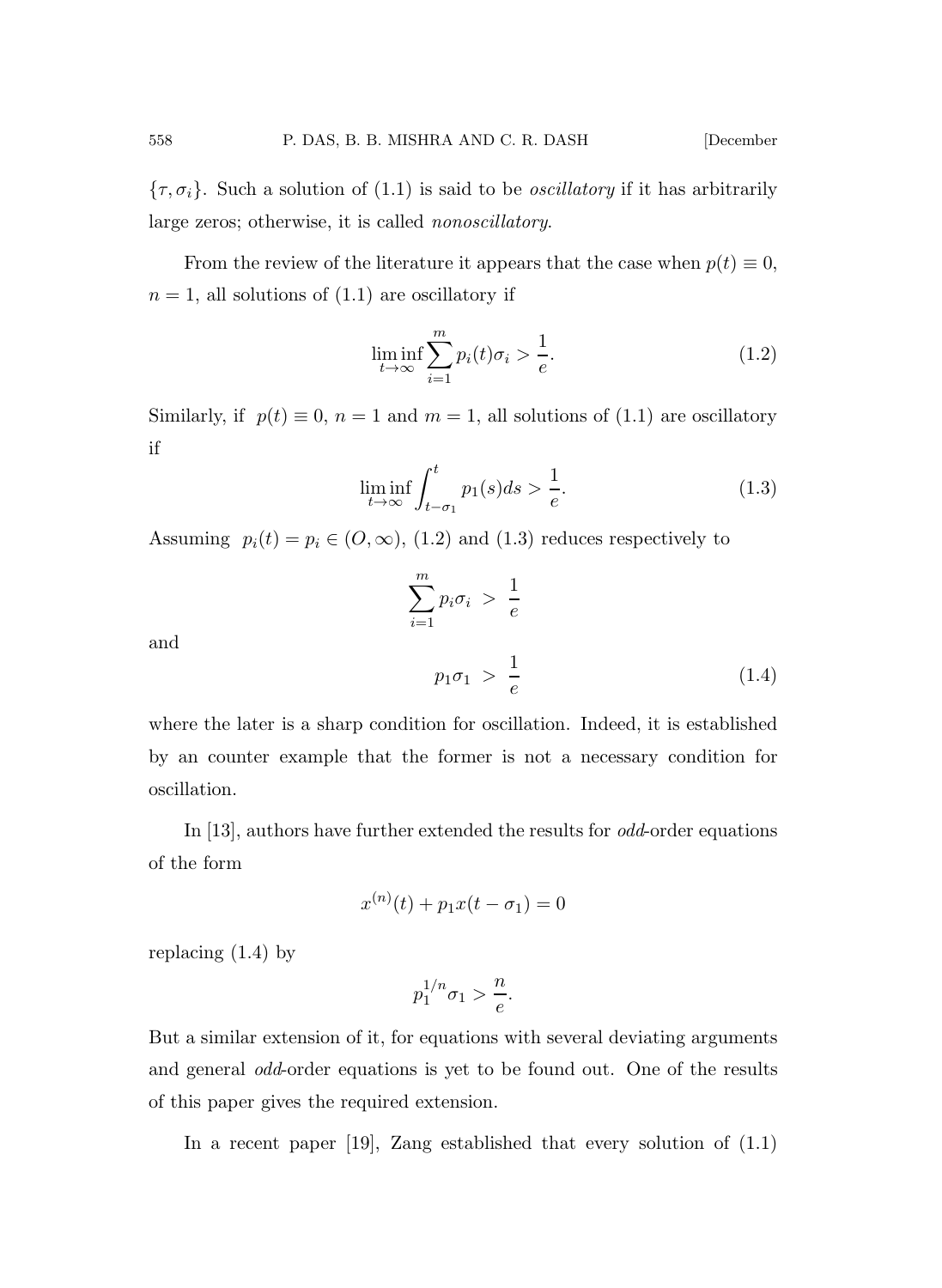$\{\tau, \sigma_i\}$. Such a solution of (1.1) is said to be *oscillatory* if it has arbitrarily large zeros; otherwise, it is called *nonoscillatory*.

From the review of the literature it appears that the case when $p(t) \equiv 0$, $n = 1$, all solutions of (1.1) are oscillatory if

$$\liminf_{t\to\infty} \sum_{i=1}^{m} p_i(t)\sigma_i > \frac{1}{e}. \tag{1.2}$$

Similarly, if $p(t) \equiv 0$, $n = 1$ and $m = 1$, all solutions of (1.1) are oscillatory if

$$\liminf_{t\to\infty} \int_{t-\sigma_1}^{t} p_1(s)ds > \frac{1}{e}. \tag{1.3}$$

Assuming $p_i(t) = p_i \in (O, \infty)$, (1.2) and (1.3) reduces respectively to

$$\sum_{i=1}^{m} p_i\sigma_i > \frac{1}{e}$$

and

$$p_1\sigma_1 > \frac{1}{e} \tag{1.4}$$

where the later is a sharp condition for oscillation. Indeed, it is established by an counter example that the former is not a necessary condition for oscillation.

In [13], authors have further extended the results for *odd*-order equations of the form

$$x^{(n)}(t) + p_1 x(t - \sigma_1) = 0$$

replacing (1.4) by

$$p_1^{1/n}\sigma_1 > \frac{n}{e}.$$

But a similar extension of it, for equations with several deviating arguments and general *odd*-order equations is yet to be found out. One of the results of this paper gives the required extension.

In a recent paper [19], Zang established that every solution of (1.1)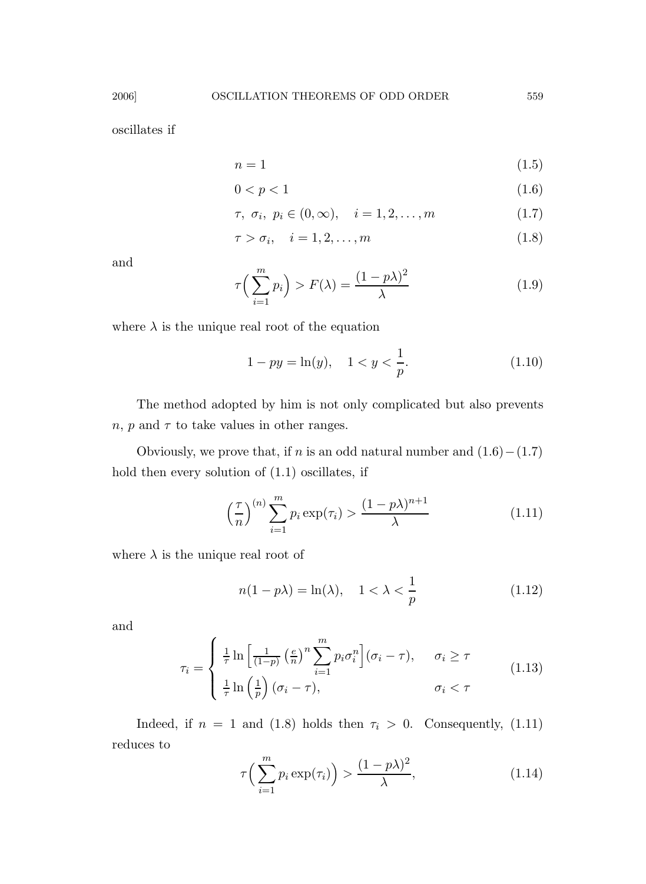oscillates if

$$n = 1 \tag{1.5}$$

$$0 < p < 1 \tag{1.6}$$

$$\tau,\ \sigma_i,\ p_i \in (0, \infty), \quad i = 1, 2, \ldots, m \tag{1.7}$$

$$\tau > \sigma_i, \quad i = 1, 2, \ldots, m \tag{1.8}$$

and

$$\tau\Big(\sum_{i=1}^{m} p_i\Big) > F(\lambda) = \frac{(1 - p\lambda)^2}{\lambda} \tag{1.9}$$

where $\lambda$ is the unique real root of the equation

$$1 - py = \ln(y), \quad 1 < y < \frac{1}{p}. \tag{1.10}$$

The method adopted by him is not only complicated but also prevents $n$, $p$ and $\tau$ to take values in other ranges.

Obviously, we prove that, if $n$ is an odd natural number and $(1.6)-(1.7)$ hold then every solution of (1.1) oscillates, if

$$\Big(\frac{\tau}{n}\Big)^{(n)} \sum_{i=1}^{m} p_i \exp(\tau_i) > \frac{(1 - p\lambda)^{n+1}}{\lambda} \tag{1.11}$$

where $\lambda$ is the unique real root of

$$n(1 - p\lambda) = \ln(\lambda), \quad 1 < \lambda < \frac{1}{p} \tag{1.12}$$

and

$$\tau_i = \begin{cases} \frac{1}{\tau} \ln\Big[\frac{1}{(1-p)} \left(\frac{e}{n}\right)^n \sum_{i=1}^{m} p_i \sigma_i^n\Big](\sigma_i - \tau), & \sigma_i \geq \tau \\ \frac{1}{\tau} \ln\left(\frac{1}{p}\right)(\sigma_i - \tau), & \sigma_i < \tau \end{cases} \tag{1.13}$$

Indeed, if $n = 1$ and (1.8) holds then $\tau_i > 0$. Consequently, (1.11) reduces to

$$\tau\Big(\sum_{i=1}^{m} p_i \exp(\tau_i)\Big) > \frac{(1 - p\lambda)^2}{\lambda}, \tag{1.14}$$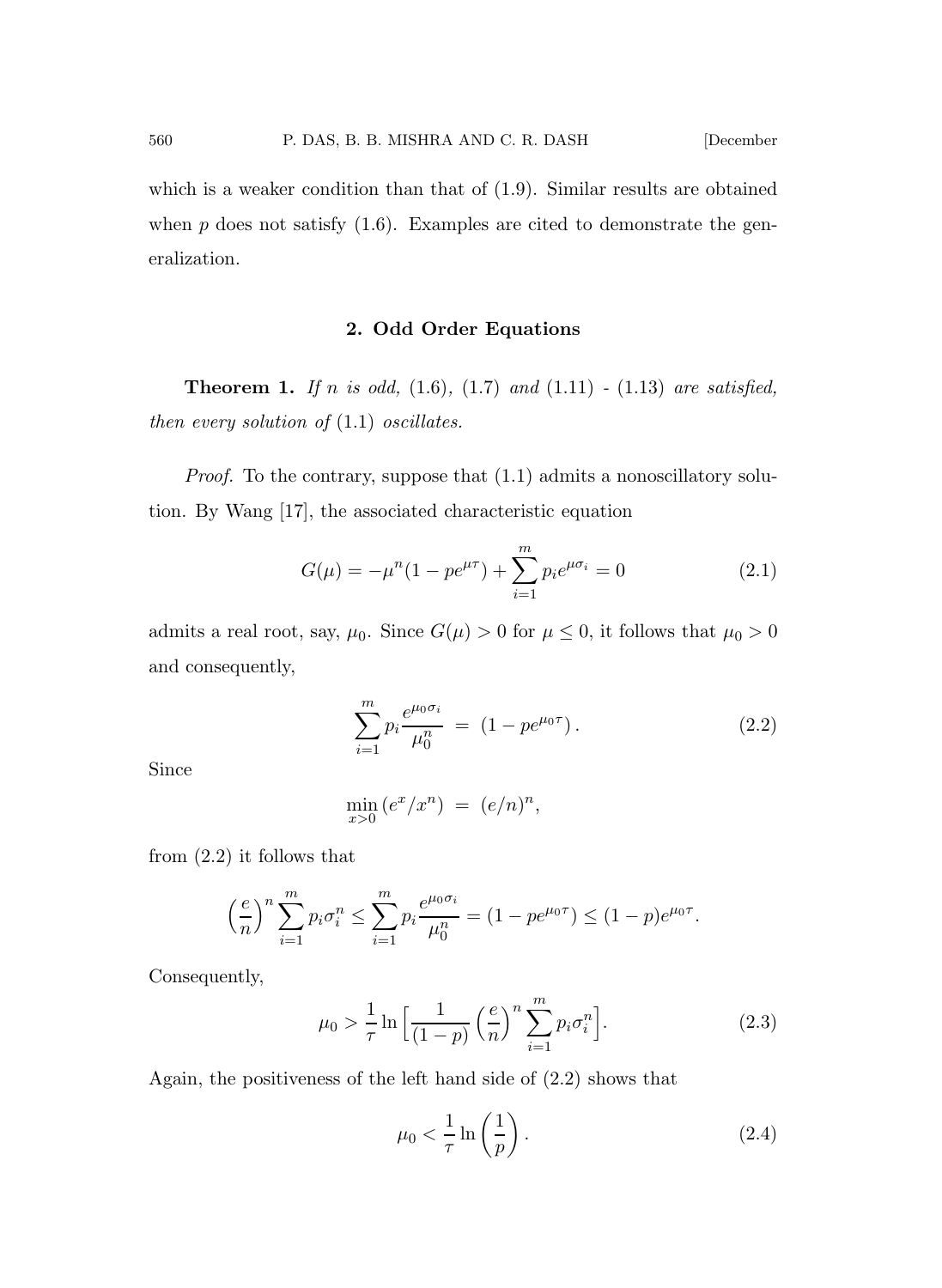which is a weaker condition than that of (1.9). Similar results are obtained when $p$ does not satisfy (1.6). Examples are cited to demonstrate the generalization.

## 2. Odd Order Equations

**Theorem 1.** *If $n$ is odd,* (1.6), (1.7) *and* (1.11) - (1.13) *are satisfied, then every solution of* (1.1) *oscillates.*

*Proof.* To the contrary, suppose that (1.1) admits a nonoscillatory solution. By Wang [17], the associated characteristic equation

$$G(\mu) = -\mu^n(1 - pe^{\mu\tau}) + \sum_{i=1}^{m} p_i e^{\mu\sigma_i} = 0 \tag{2.1}$$

admits a real root, say, $\mu_0$. Since $G(\mu) > 0$ for $\mu \le 0$, it follows that $\mu_0 > 0$ and consequently,

$$\sum_{i=1}^{m} p_i \frac{e^{\mu_0\sigma_i}}{\mu_0^n} = (1 - pe^{\mu_0\tau}). \tag{2.2}$$

Since

$$\min_{x>0}(e^x/x^n) = (e/n)^n,$$

from (2.2) it follows that

$$\left(\frac{e}{n}\right)^n \sum_{i=1}^{m} p_i\sigma_i^n \le \sum_{i=1}^{m} p_i \frac{e^{\mu_0\sigma_i}}{\mu_0^n} = (1 - pe^{\mu_0\tau}) \le (1-p)e^{\mu_0\tau}.$$

Consequently,

$$\mu_0 > \frac{1}{\tau}\ln\Big[\frac{1}{(1-p)}\left(\frac{e}{n}\right)^n \sum_{i=1}^{m} p_i\sigma_i^n\Big]. \tag{2.3}$$

Again, the positiveness of the left hand side of (2.2) shows that

$$\mu_0 < \frac{1}{\tau}\ln\left(\frac{1}{p}\right). \tag{2.4}$$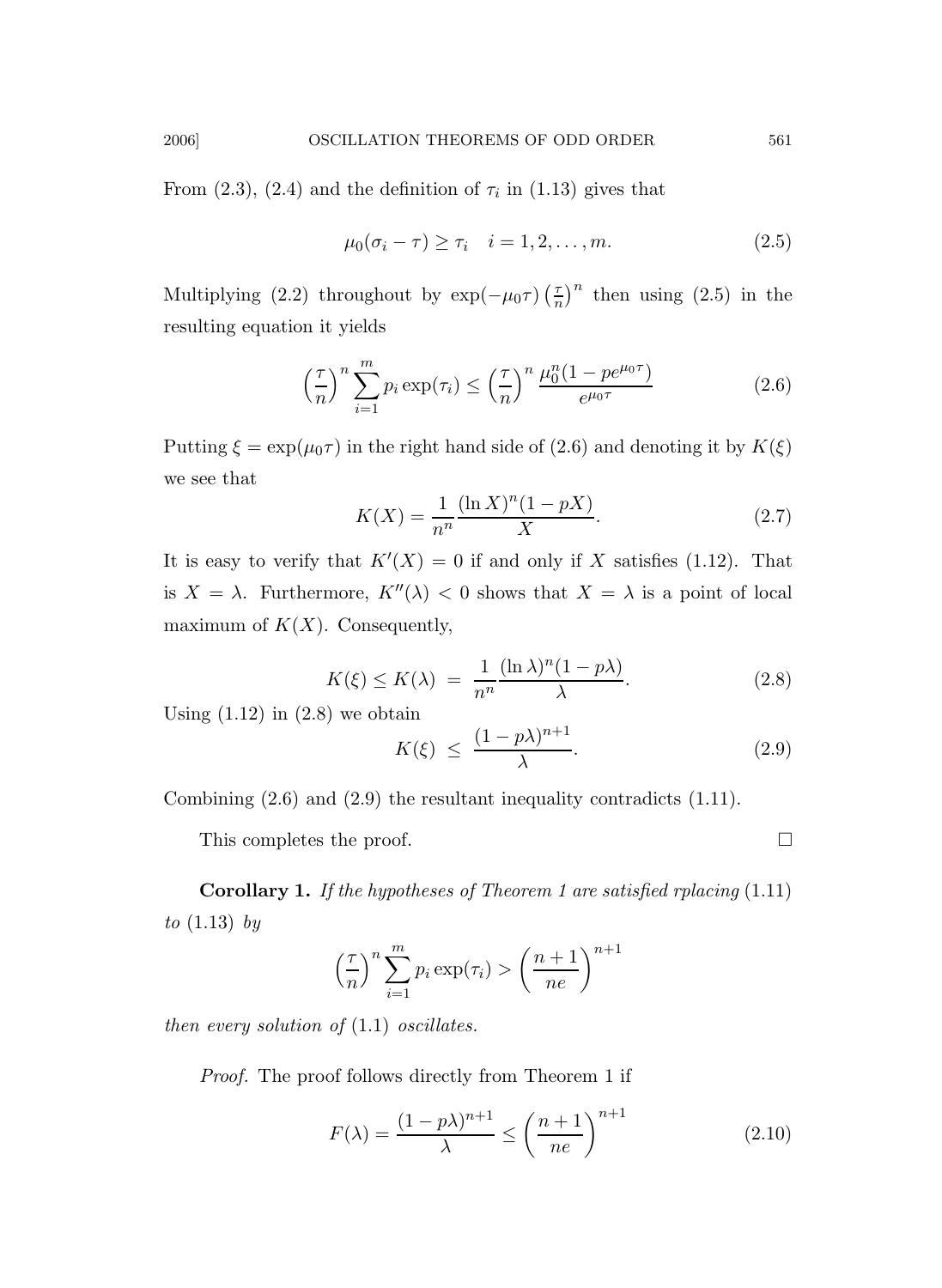From (2.3), (2.4) and the definition of $\tau_i$ in (1.13) gives that

$$\mu_0(\sigma_i - \tau) \geq \tau_i \quad i = 1, 2, \ldots, m. \tag{2.5}$$

Multiplying (2.2) throughout by $\exp(-\mu_0\tau)\left(\frac{\tau}{n}\right)^n$ then using (2.5) in the resulting equation it yields

$$\left(\frac{\tau}{n}\right)^n \sum_{i=1}^{m} p_i \exp(\tau_i) \leq \left(\frac{\tau}{n}\right)^n \frac{\mu_0^n(1 - pe^{\mu_0\tau})}{e^{\mu_0\tau}} \tag{2.6}$$

Putting $\xi = \exp(\mu_0\tau)$ in the right hand side of (2.6) and denoting it by $K(\xi)$ we see that

$$K(X) = \frac{1}{n^n}\frac{(\ln X)^n(1 - pX)}{X}. \tag{2.7}$$

It is easy to verify that $K'(X) = 0$ if and only if $X$ satisfies (1.12). That is $X = \lambda$. Furthermore, $K''(\lambda) < 0$ shows that $X = \lambda$ is a point of local maximum of $K(X)$. Consequently,

$$K(\xi) \leq K(\lambda) \;=\; \frac{1}{n^n}\frac{(\ln \lambda)^n(1 - p\lambda)}{\lambda}. \tag{2.8}$$

Using (1.12) in (2.8) we obtain

$$K(\xi) \;\leq\; \frac{(1 - p\lambda)^{n+1}}{\lambda}. \tag{2.9}$$

Combining (2.6) and (2.9) the resultant inequality contradicts (1.11).

This completes the proof. □

**Corollary 1.** *If the hypotheses of Theorem 1 are satisfied rplacing* (1.11) *to* (1.13) *by*

$$\left(\frac{\tau}{n}\right)^n \sum_{i=1}^{m} p_i \exp(\tau_i) > \left(\frac{n+1}{ne}\right)^{n+1}$$

*then every solution of* (1.1) *oscillates.*

*Proof.* The proof follows directly from Theorem 1 if

$$F(\lambda) = \frac{(1 - p\lambda)^{n+1}}{\lambda} \leq \left(\frac{n+1}{ne}\right)^{n+1} \tag{2.10}$$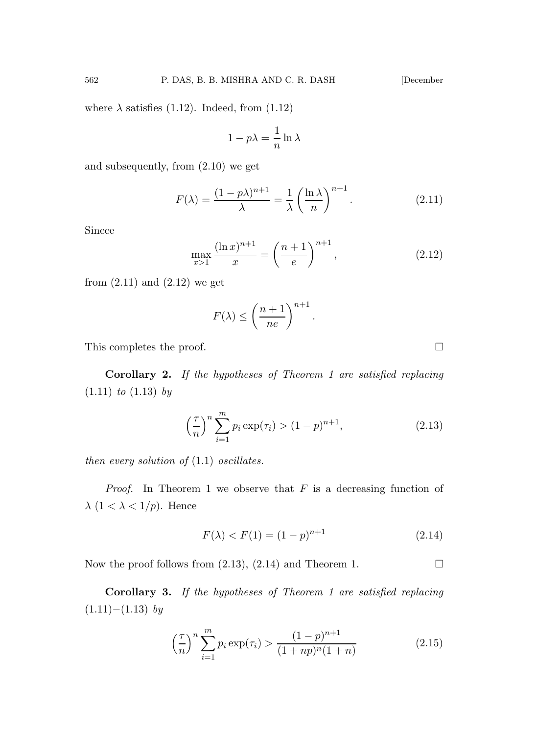where $\lambda$ satisfies (1.12). Indeed, from (1.12)

$$1 - p\lambda = \frac{1}{n} \ln \lambda$$

and subsequently, from (2.10) we get

$$F(\lambda) = \frac{(1-p\lambda)^{n+1}}{\lambda} = \frac{1}{\lambda} \left( \frac{\ln \lambda}{n} \right)^{n+1}. \tag{2.11}$$

Sinece

$$\max_{x>1} \frac{(\ln x)^{n+1}}{x} = \left( \frac{n+1}{e} \right)^{n+1}, \tag{2.12}$$

from (2.11) and (2.12) we get

$$F(\lambda) \leq \left( \frac{n+1}{ne} \right)^{n+1}.$$

This completes the proof. $\square$

**Corollary 2.** *If the hypotheses of Theorem 1 are satisfied replacing* (1.11) *to* (1.13) *by*

$$\left( \frac{\tau}{n} \right)^n \sum_{i=1}^{m} p_i \exp(\tau_i) > (1-p)^{n+1}, \tag{2.13}$$

*then every solution of* (1.1) *oscillates.*

*Proof.* In Theorem 1 we observe that $F$ is a decreasing function of $\lambda$ $(1 < \lambda < 1/p)$. Hence

$$F(\lambda) < F(1) = (1-p)^{n+1} \tag{2.14}$$

Now the proof follows from (2.13), (2.14) and Theorem 1. $\square$

**Corollary 3.** *If the hypotheses of Theorem 1 are satisfied replacing* (1.11)$-$(1.13) *by*

$$\left( \frac{\tau}{n} \right)^n \sum_{i=1}^{m} p_i \exp(\tau_i) > \frac{(1-p)^{n+1}}{(1+np)^n(1+n)} \tag{2.15}$$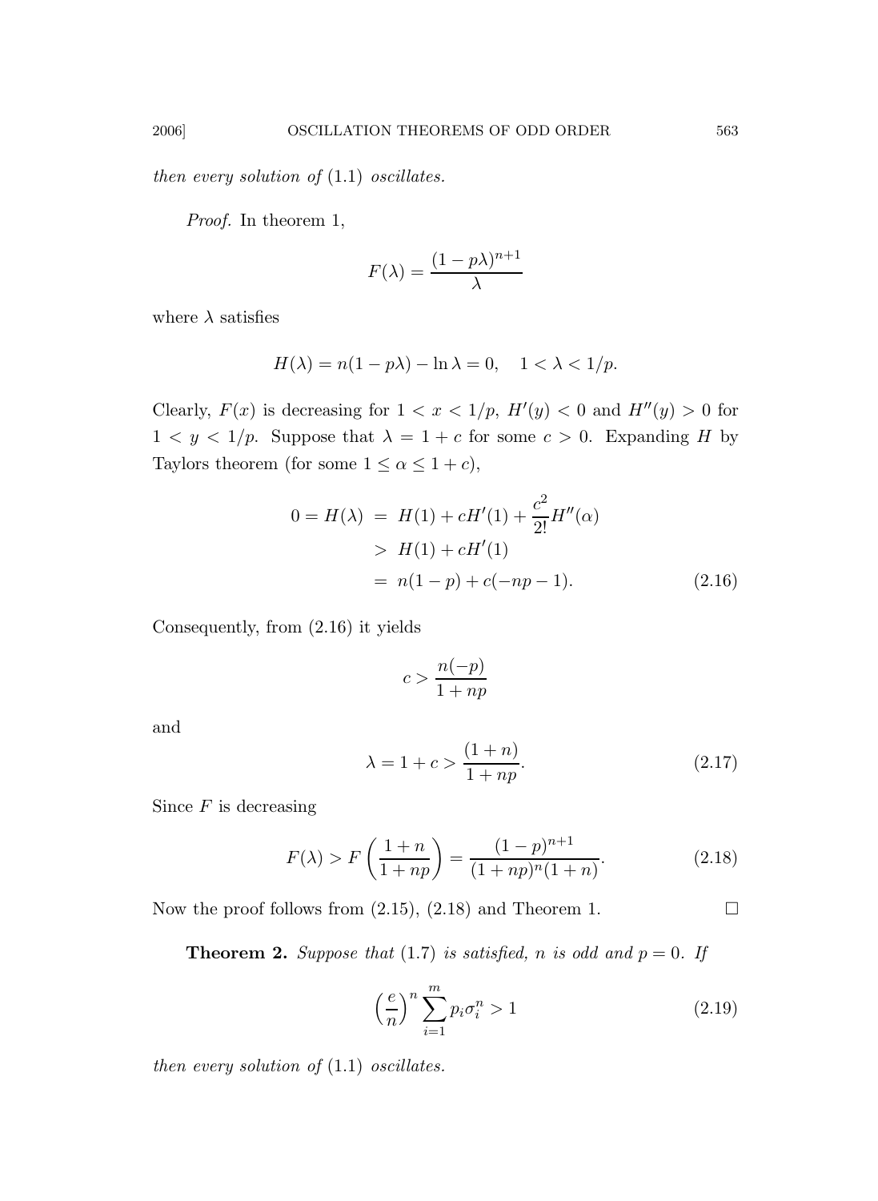*then every solution of* (1.1) *oscillates.*

*Proof.* In theorem 1,

$$F(\lambda) = \frac{(1-p\lambda)^{n+1}}{\lambda}$$

where $\lambda$ satisfies

$$H(\lambda) = n(1-p\lambda) - \ln \lambda = 0, \quad 1 < \lambda < 1/p.$$

Clearly, $F(x)$ is decreasing for $1 < x < 1/p$, $H'(y) < 0$ and $H''(y) > 0$ for $1 < y < 1/p$. Suppose that $\lambda = 1 + c$ for some $c > 0$. Expanding $H$ by Taylors theorem (for some $1 \leq \alpha \leq 1 + c$),

$$\begin{aligned} 0 = H(\lambda) &= H(1) + cH'(1) + \frac{c^2}{2!}H''(\alpha) \\ &> H(1) + cH'(1) \\ &= n(1-p) + c(-np-1). \end{aligned} \tag{2.16}$$

Consequently, from (2.16) it yields

$$c > \frac{n(-p)}{1+np}$$

and

$$\lambda = 1 + c > \frac{(1+n)}{1+np}. \tag{2.17}$$

Since $F$ is decreasing

$$F(\lambda) > F\left(\frac{1+n}{1+np}\right) = \frac{(1-p)^{n+1}}{(1+np)^n(1+n)}. \tag{2.18}$$

Now the proof follows from (2.15), (2.18) and Theorem 1. $\square$

**Theorem 2.** *Suppose that* (1.7) *is satisfied, $n$ is odd and $p = 0$. If*

$$\left(\frac{e}{n}\right)^n \sum_{i=1}^{m} p_i \sigma_i^n > 1 \tag{2.19}$$

*then every solution of* (1.1) *oscillates.*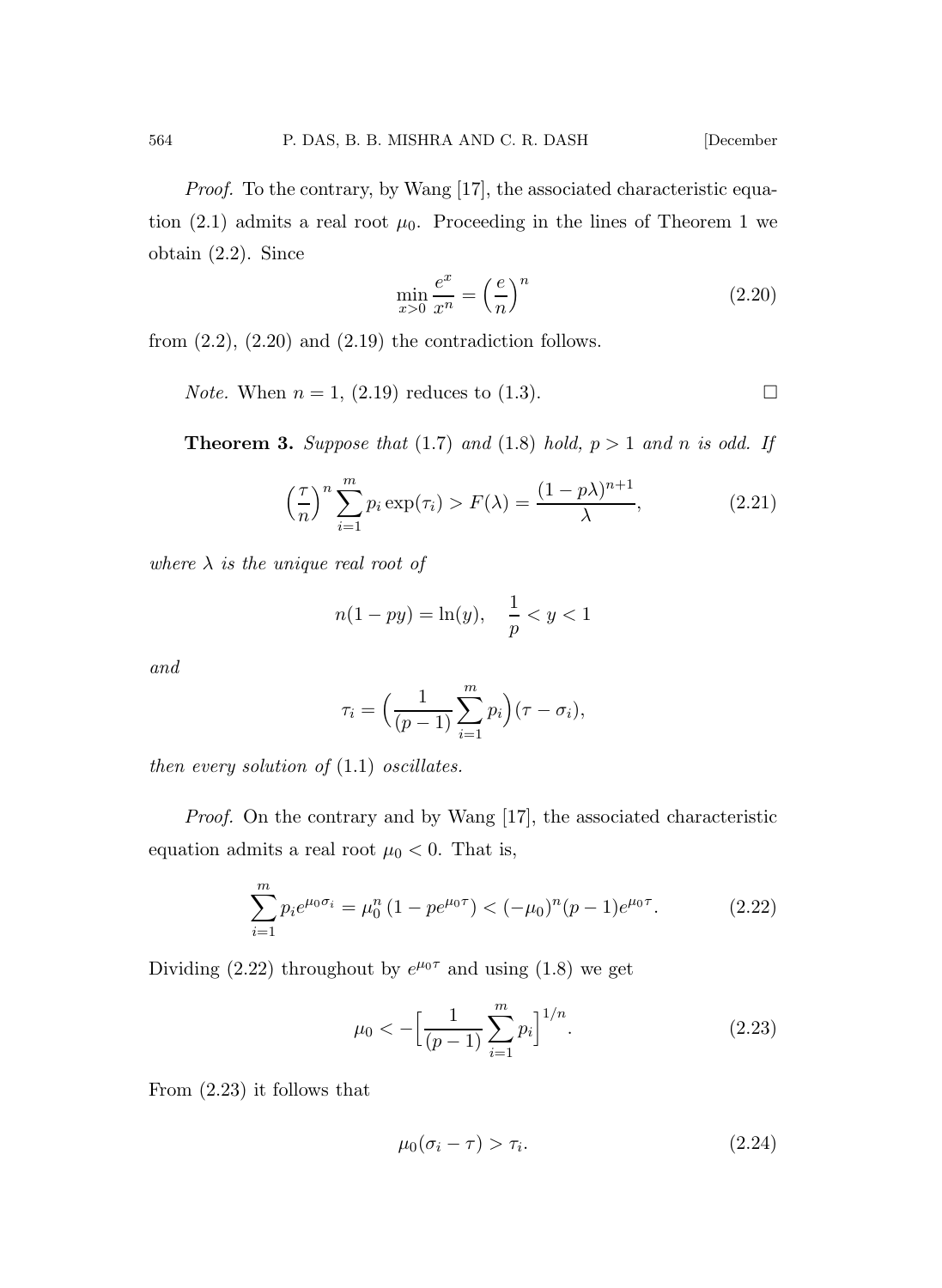*Proof.* To the contrary, by Wang [17], the associated characteristic equation (2.1) admits a real root $\mu_0$. Proceeding in the lines of Theorem 1 we obtain (2.2). Since

$$\min_{x>0} \frac{e^x}{x^n} = \left(\frac{e}{n}\right)^n \tag{2.20}$$

from (2.2), (2.20) and (2.19) the contradiction follows.

*Note.* When $n = 1$, (2.19) reduces to (1.3). □

**Theorem 3.** *Suppose that* (1.7) *and* (1.8) *hold,* $p > 1$ *and* $n$ *is odd. If*

$$\left(\frac{\tau}{n}\right)^n \sum_{i=1}^{m} p_i \exp(\tau_i) > F(\lambda) = \frac{(1-p\lambda)^{n+1}}{\lambda}, \tag{2.21}$$

*where* $\lambda$ *is the unique real root of*

$$n(1-py) = \ln(y), \quad \frac{1}{p} < y < 1$$

*and*

$$\tau_i = \Big(\frac{1}{(p-1)} \sum_{i=1}^{m} p_i\Big)(\tau - \sigma_i),$$

*then every solution of* (1.1) *oscillates.*

*Proof.* On the contrary and by Wang [17], the associated characteristic equation admits a real root $\mu_0 < 0$. That is,

$$\sum_{i=1}^{m} p_i e^{\mu_0 \sigma_i} = \mu_0^n \left(1 - p e^{\mu_0 \tau}\right) < (-\mu_0)^n (p-1) e^{\mu_0 \tau}. \tag{2.22}$$

Dividing (2.22) throughout by $e^{\mu_0 \tau}$ and using (1.8) we get

$$\mu_0 < -\Big[\frac{1}{(p-1)} \sum_{i=1}^{m} p_i\Big]^{1/n}. \tag{2.23}$$

From (2.23) it follows that

$$\mu_0(\sigma_i - \tau) > \tau_i. \tag{2.24}$$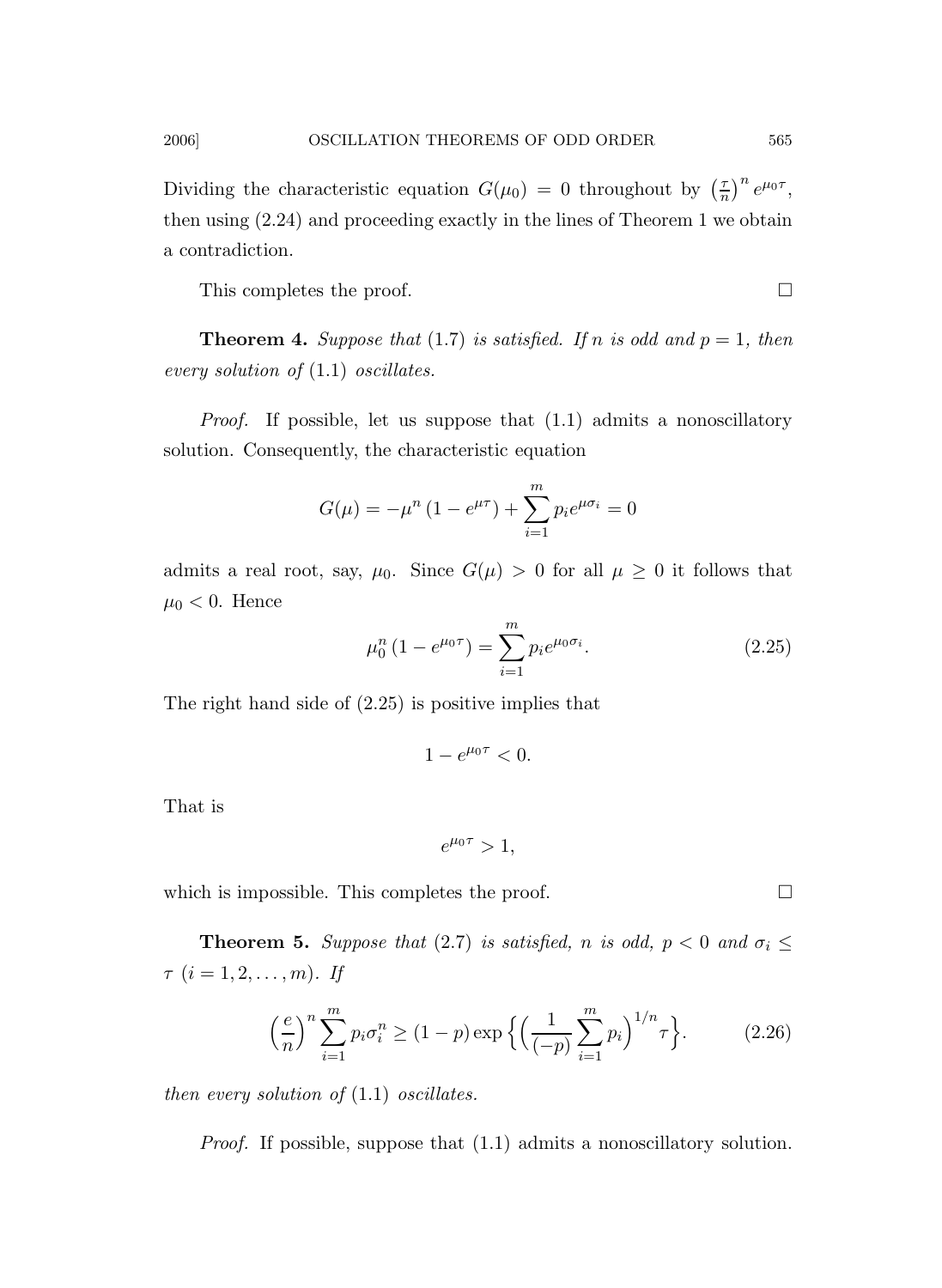Dividing the characteristic equation $G(\mu_0) = 0$ throughout by $\left(\frac{\tau}{n}\right)^n e^{\mu_0 \tau}$, then using (2.24) and proceeding exactly in the lines of Theorem 1 we obtain a contradiction.

This completes the proof. $\square$

**Theorem 4.** *Suppose that* (1.7) *is satisfied. If* $n$ *is odd and* $p = 1$*, then every solution of* (1.1) *oscillates.*

*Proof.* If possible, let us suppose that (1.1) admits a nonoscillatory solution. Consequently, the characteristic equation

$$G(\mu) = -\mu^n \left(1 - e^{\mu\tau}\right) + \sum_{i=1}^{m} p_i e^{\mu\sigma_i} = 0$$

admits a real root, say, $\mu_0$. Since $G(\mu) > 0$ for all $\mu \geq 0$ it follows that $\mu_0 < 0$. Hence

$$\mu_0^n \left(1 - e^{\mu_0\tau}\right) = \sum_{i=1}^{m} p_i e^{\mu_0\sigma_i}. \tag{2.25}$$

The right hand side of (2.25) is positive implies that

$$1 - e^{\mu_0\tau} < 0.$$

That is

$$e^{\mu_0\tau} > 1,$$

which is impossible. This completes the proof. $\square$

**Theorem 5.** *Suppose that* (2.7) *is satisfied,* $n$ *is odd,* $p < 0$ *and* $\sigma_i \leq \tau$ $(i = 1, 2, \ldots, m)$*. If*

$$\left(\frac{e}{n}\right)^n \sum_{i=1}^{m} p_i \sigma_i^n \geq (1 - p) \exp\left\{\left(\frac{1}{(-p)} \sum_{i=1}^{m} p_i\right)^{1/n} \tau\right\}. \tag{2.26}$$

*then every solution of* (1.1) *oscillates.*

*Proof.* If possible, suppose that (1.1) admits a nonoscillatory solution.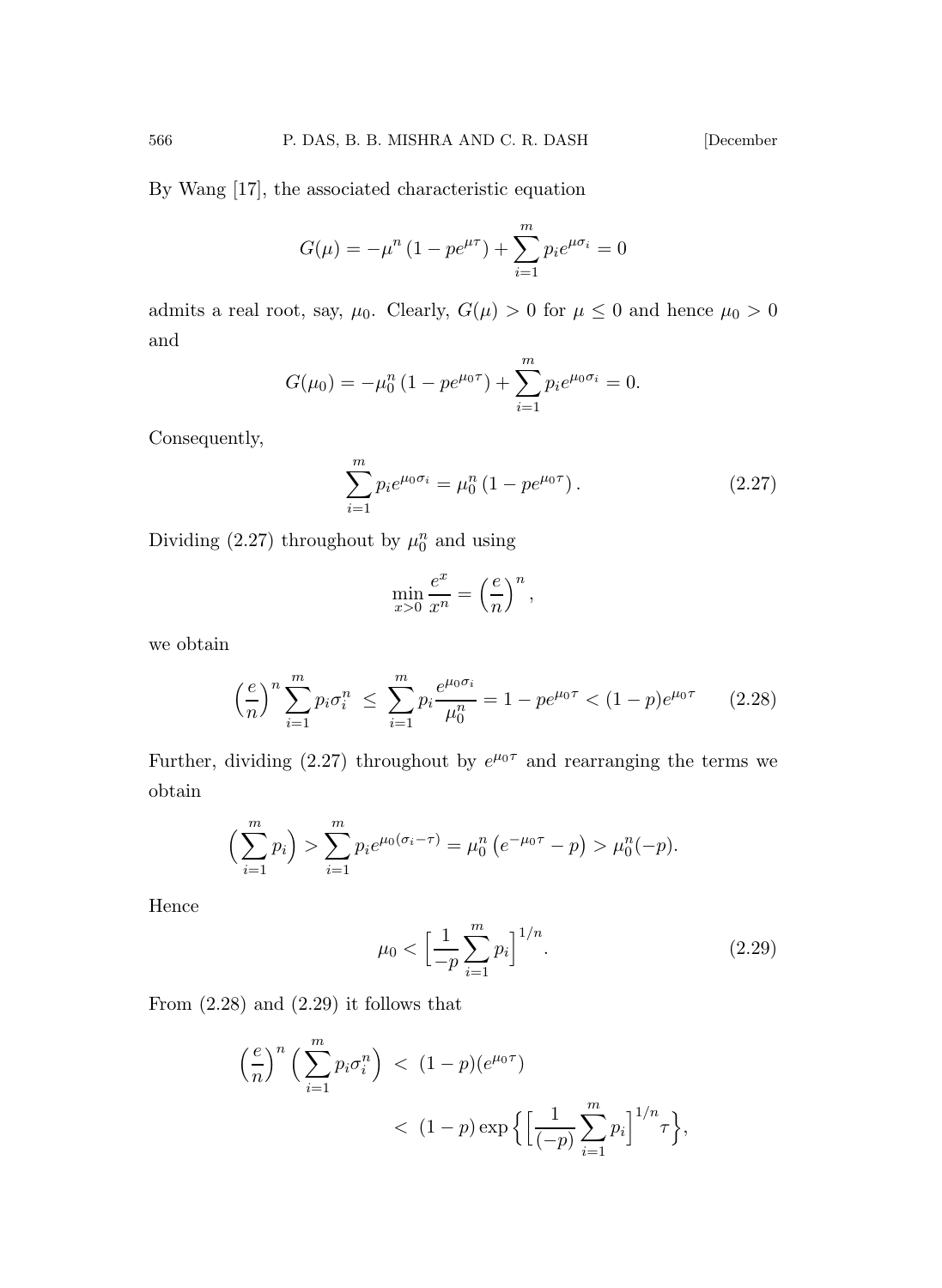By Wang [17], the associated characteristic equation

$$G(\mu) = -\mu^n \left(1 - pe^{\mu\tau}\right) + \sum_{i=1}^{m} p_i e^{\mu\sigma_i} = 0$$

admits a real root, say, $\mu_0$. Clearly, $G(\mu) > 0$ for $\mu \leq 0$ and hence $\mu_0 > 0$ and

$$G(\mu_0) = -\mu_0^n \left(1 - pe^{\mu_0\tau}\right) + \sum_{i=1}^{m} p_i e^{\mu_0\sigma_i} = 0.$$

Consequently,

$$\sum_{i=1}^{m} p_i e^{\mu_0\sigma_i} = \mu_0^n \left(1 - pe^{\mu_0\tau}\right). \tag{2.27}$$

Dividing (2.27) throughout by $\mu_0^n$ and using

$$\min_{x>0} \frac{e^x}{x^n} = \left(\frac{e}{n}\right)^n,$$

we obtain

$$\left(\frac{e}{n}\right)^n \sum_{i=1}^{m} p_i \sigma_i^n \;\leq\; \sum_{i=1}^{m} p_i \frac{e^{\mu_0\sigma_i}}{\mu_0^n} = 1 - pe^{\mu_0\tau} < (1-p)e^{\mu_0\tau} \tag{2.28}$$

Further, dividing (2.27) throughout by $e^{\mu_0\tau}$ and rearranging the terms we obtain

$$\Big(\sum_{i=1}^{m} p_i\Big) > \sum_{i=1}^{m} p_i e^{\mu_0(\sigma_i - \tau)} = \mu_0^n \left(e^{-\mu_0\tau} - p\right) > \mu_0^n(-p).$$

Hence

$$\mu_0 < \Big[\frac{1}{-p}\sum_{i=1}^{m} p_i\Big]^{1/n}. \tag{2.29}$$

From (2.28) and (2.29) it follows that

$$\begin{aligned}
\left(\frac{e}{n}\right)^n \Big(\sum_{i=1}^{m} p_i \sigma_i^n\Big) \;&<\; (1-p)(e^{\mu_0\tau}) \\
&<\; (1-p)\exp\Big\{\Big[\frac{1}{(-p)}\sum_{i=1}^{m} p_i\Big]^{1/n}\tau\Big\},
\end{aligned}$$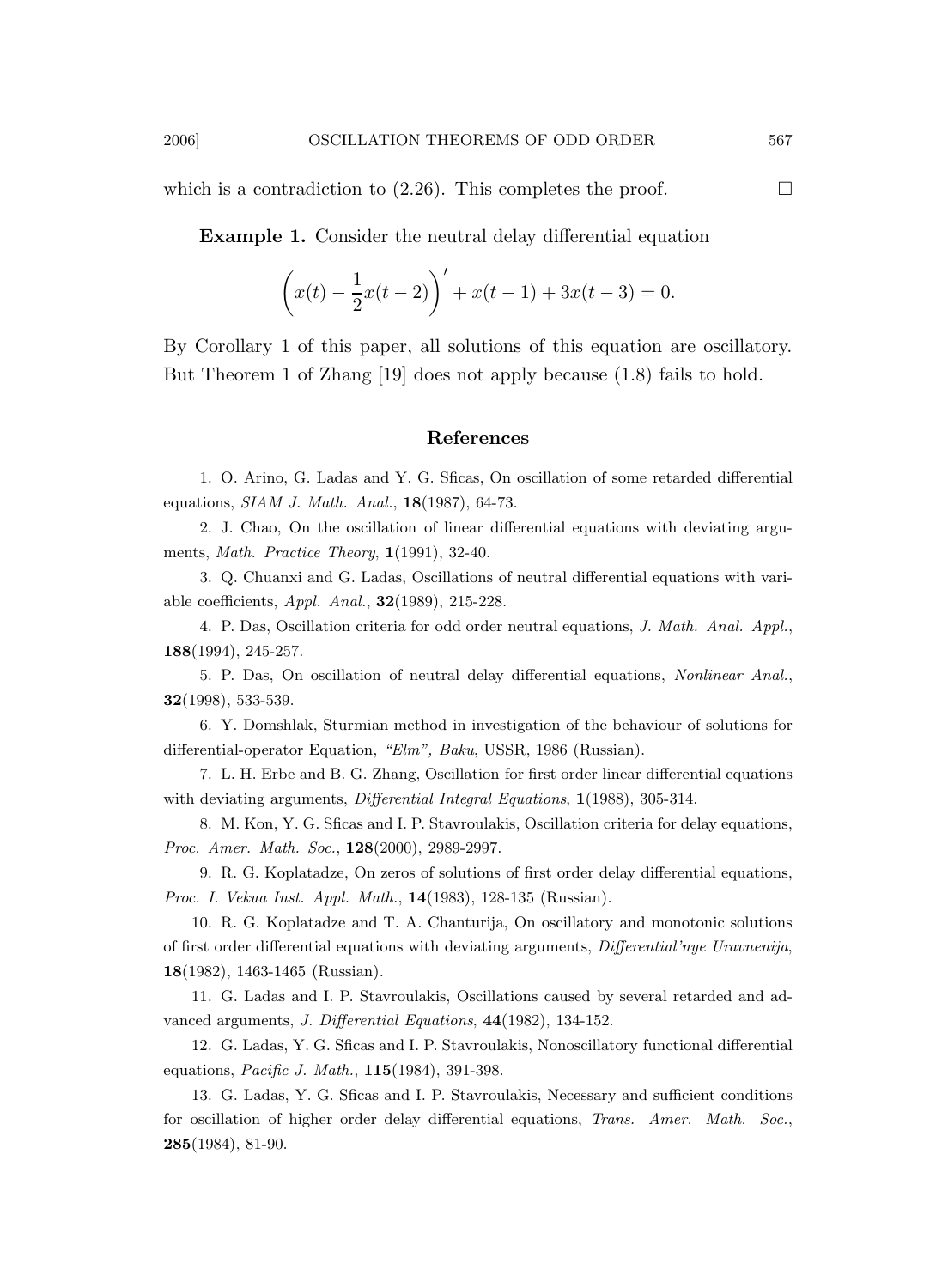which is a contradiction to (2.26). This completes the proof. $\square$

**Example 1.** Consider the neutral delay differential equation

$$\left(x(t) - \frac{1}{2}x(t-2)\right)' + x(t-1) + 3x(t-3) = 0.$$

By Corollary 1 of this paper, all solutions of this equation are oscillatory. But Theorem 1 of Zhang [19] does not apply because (1.8) fails to hold.

## References

1. O. Arino, G. Ladas and Y. G. Sficas, On oscillation of some retarded differential equations, *SIAM J. Math. Anal.*, **18**(1987), 64-73.

2. J. Chao, On the oscillation of linear differential equations with deviating arguments, *Math. Practice Theory*, **1**(1991), 32-40.

3. Q. Chuanxi and G. Ladas, Oscillations of neutral differential equations with variable coefficients, *Appl. Anal.*, **32**(1989), 215-228.

4. P. Das, Oscillation criteria for odd order neutral equations, *J. Math. Anal. Appl.*, **188**(1994), 245-257.

5. P. Das, On oscillation of neutral delay differential equations, *Nonlinear Anal.*, **32**(1998), 533-539.

6. Y. Domshlak, Sturmian method in investigation of the behaviour of solutions for differential-operator Equation, *"Elm", Baku*, USSR, 1986 (Russian).

7. L. H. Erbe and B. G. Zhang, Oscillation for first order linear differential equations with deviating arguments, *Differential Integral Equations*, **1**(1988), 305-314.

8. M. Kon, Y. G. Sficas and I. P. Stavroulakis, Oscillation criteria for delay equations, *Proc. Amer. Math. Soc.*, **128**(2000), 2989-2997.

9. R. G. Koplatadze, On zeros of solutions of first order delay differential equations, *Proc. I. Vekua Inst. Appl. Math.*, **14**(1983), 128-135 (Russian).

10. R. G. Koplatadze and T. A. Chanturija, On oscillatory and monotonic solutions of first order differential equations with deviating arguments, *Differential'nye Uravnenija*, **18**(1982), 1463-1465 (Russian).

11. G. Ladas and I. P. Stavroulakis, Oscillations caused by several retarded and advanced arguments, *J. Differential Equations*, **44**(1982), 134-152.

12. G. Ladas, Y. G. Sficas and I. P. Stavroulakis, Nonoscillatory functional differential equations, *Pacific J. Math.*, **115**(1984), 391-398.

13. G. Ladas, Y. G. Sficas and I. P. Stavroulakis, Necessary and sufficient conditions for oscillation of higher order delay differential equations, *Trans. Amer. Math. Soc.*, **285**(1984), 81-90.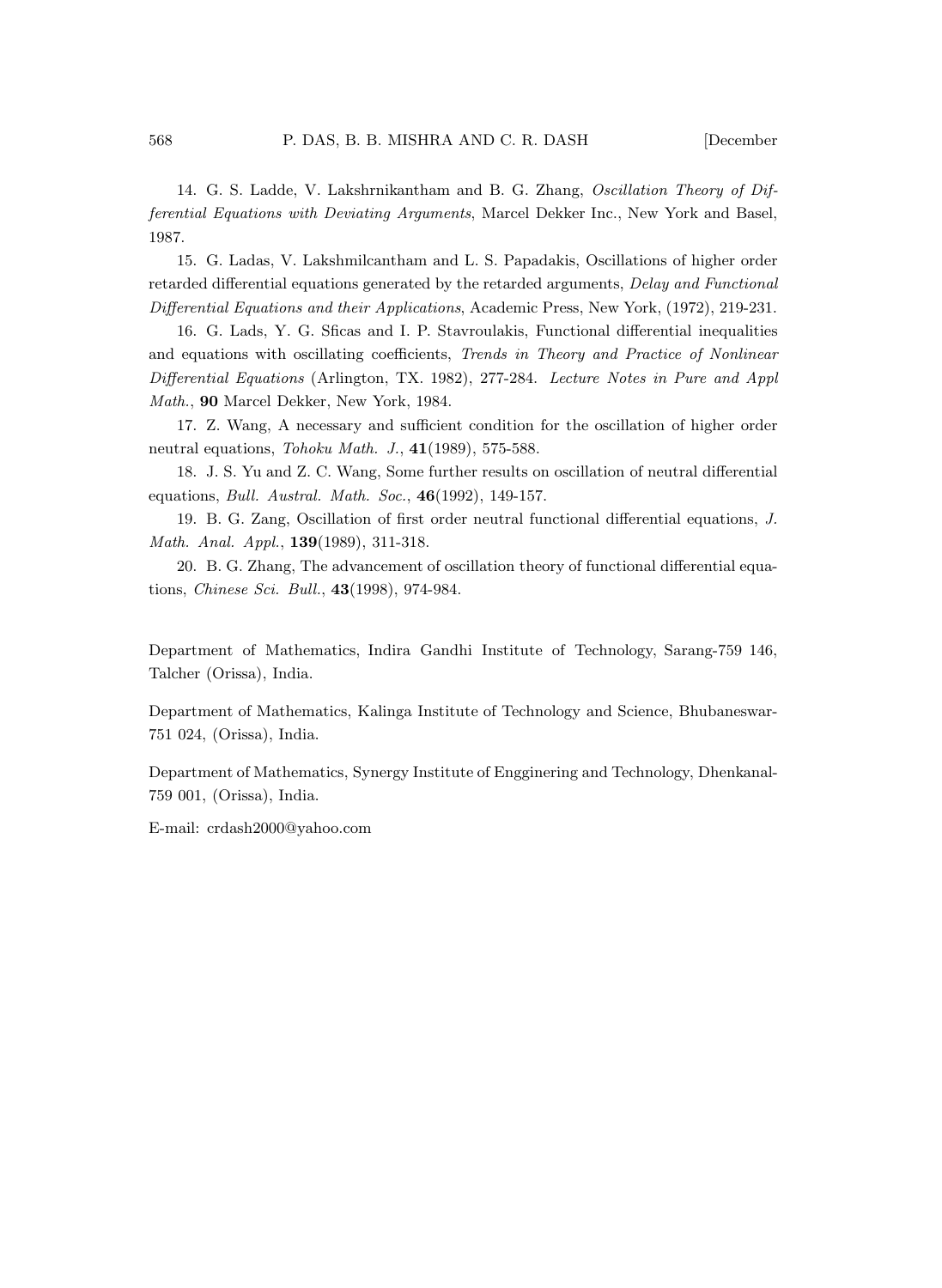14. G. S. Ladde, V. Lakshrnikantham and B. G. Zhang, *Oscillation Theory of Differential Equations with Deviating Arguments*, Marcel Dekker Inc., New York and Basel, 1987.

15. G. Ladas, V. Lakshmilcantham and L. S. Papadakis, Oscillations of higher order retarded differential equations generated by the retarded arguments, *Delay and Functional Differential Equations and their Applications*, Academic Press, New York, (1972), 219-231.

16. G. Lads, Y. G. Sficas and I. P. Stavroulakis, Functional differential inequalities and equations with oscillating coefficients, *Trends in Theory and Practice of Nonlinear Differential Equations* (Arlington, TX. 1982), 277-284. *Lecture Notes in Pure and Appl Math.*, **90** Marcel Dekker, New York, 1984.

17. Z. Wang, A necessary and sufficient condition for the oscillation of higher order neutral equations, *Tohoku Math. J.*, **41**(1989), 575-588.

18. J. S. Yu and Z. C. Wang, Some further results on oscillation of neutral differential equations, *Bull. Austral. Math. Soc.*, **46**(1992), 149-157.

19. B. G. Zang, Oscillation of first order neutral functional differential equations, *J. Math. Anal. Appl.*, **139**(1989), 311-318.

20. B. G. Zhang, The advancement of oscillation theory of functional differential equations, *Chinese Sci. Bull.*, **43**(1998), 974-984.

Department of Mathematics, Indira Gandhi Institute of Technology, Sarang-759 146, Talcher (Orissa), India.

Department of Mathematics, Kalinga Institute of Technology and Science, Bhubaneswar-751 024, (Orissa), India.

Department of Mathematics, Synergy Institute of Engginering and Technology, Dhenkanal-759 001, (Orissa), India.

E-mail: crdash2000@yahoo.com